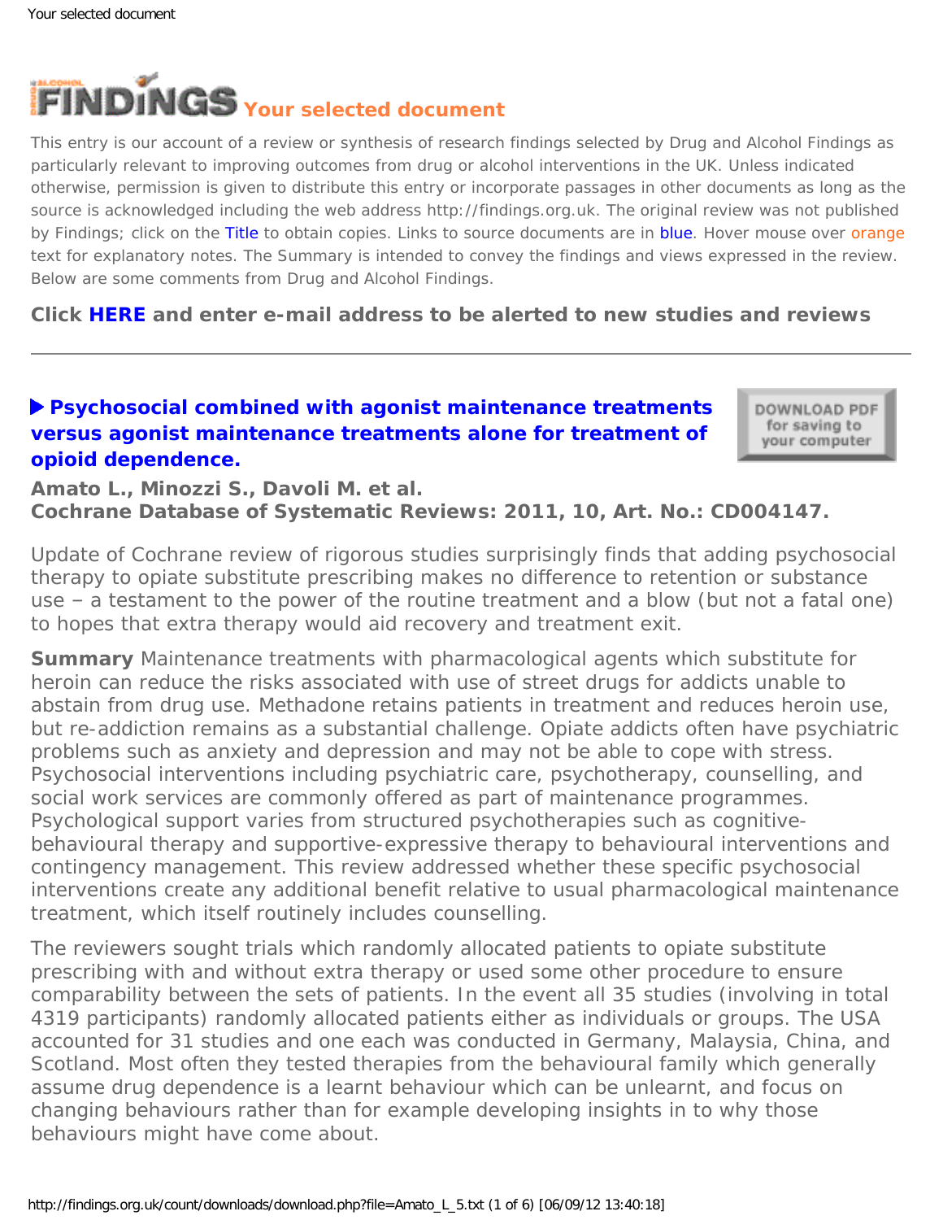# Your selected document

This entry is our account of a review or synthesis of research findings selected by Drug and Alcohol Findings as particularly relevant to improving outcomes from drug or alcohol interventions in the UK. Unless indicated otherwise, permission is given to distribute this entry or incorporate passages in other documents as long as the source is acknowledged including the web address http://findings.org.uk. The original review was not published by Findings; click on the Title to obtain copies. Links to source documents are in blue. Hover mouse over orange text for explanatory notes. The Summary is intended to convey the findings and views expressed in the review. Below are some comments from Drug and Alcohol Findings.

**Click HERE and enter e-mail address to be alerted to new studies and reviews**

---

## ▶ Psychosocial combined with agonist maintenance treatments versus agonist maintenance treatments alone for treatment of opioid dependence.

DOWNLOAD PDF for saving to your computer

**Amato L., Minozzi S., Davoli M. et al.**
**Cochrane Database of Systematic Reviews: 2011, 10, Art. No.: CD004147.**

Update of Cochrane review of rigorous studies surprisingly finds that adding psychosocial therapy to opiate substitute prescribing makes no difference to retention or substance use – a testament to the power of the routine treatment and a blow (but not a fatal one) to hopes that extra therapy would aid recovery and treatment exit.

**Summary** Maintenance treatments with pharmacological agents which substitute for heroin can reduce the risks associated with use of street drugs for addicts unable to abstain from drug use. Methadone retains patients in treatment and reduces heroin use, but re-addiction remains as a substantial challenge. Opiate addicts often have psychiatric problems such as anxiety and depression and may not be able to cope with stress. Psychosocial interventions including psychiatric care, psychotherapy, counselling, and social work services are commonly offered as part of maintenance programmes. Psychological support varies from structured psychotherapies such as cognitive-behavioural therapy and supportive-expressive therapy to behavioural interventions and contingency management. This review addressed whether these specific psychosocial interventions create any additional benefit relative to usual pharmacological maintenance treatment, which itself routinely includes counselling.

The reviewers sought trials which randomly allocated patients to opiate substitute prescribing with and without extra therapy or used some other procedure to ensure comparability between the sets of patients. In the event all 35 studies (involving in total 4319 participants) randomly allocated patients either as individuals or groups. The USA accounted for 31 studies and one each was conducted in Germany, Malaysia, China, and Scotland. Most often they tested therapies from the behavioural family which generally assume drug dependence is a learnt behaviour which can be unlearnt, and focus on changing behaviours rather than for example developing insights in to why those behaviours might have come about.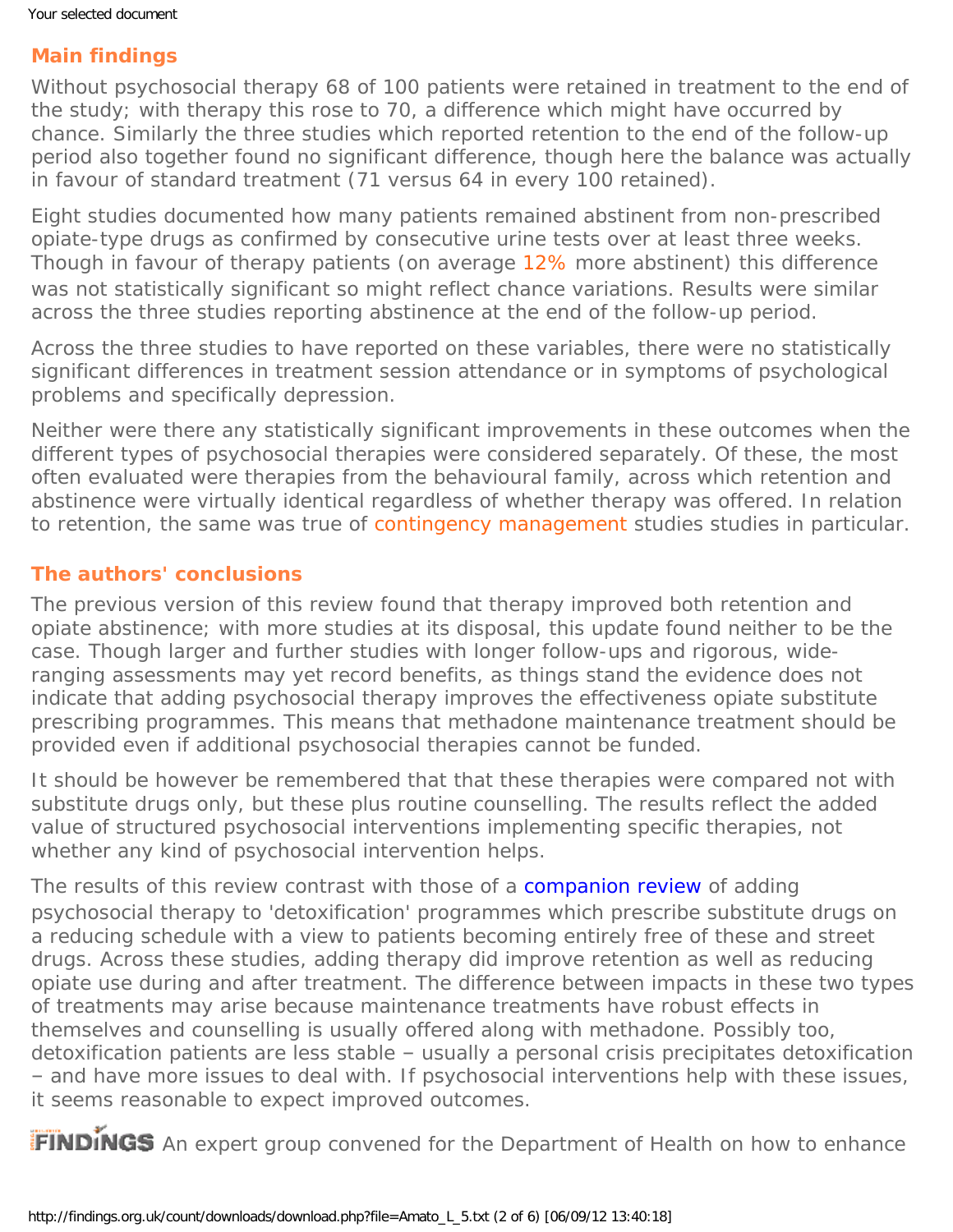## Main findings

Without psychosocial therapy 68 of 100 patients were retained in treatment to the end of the study; with therapy this rose to 70, a difference which might have occurred by chance. Similarly the three studies which reported retention to the end of the follow-up period also together found no significant difference, though here the balance was actually in favour of standard treatment (71 versus 64 in every 100 retained).

Eight studies documented how many patients remained abstinent from non-prescribed opiate-type drugs as confirmed by consecutive urine tests over at least three weeks. Though in favour of therapy patients (on average 12% more abstinent) this difference was not statistically significant so might reflect chance variations. Results were similar across the three studies reporting abstinence at the end of the follow-up period.

Across the three studies to have reported on these variables, there were no statistically significant differences in treatment session attendance or in symptoms of psychological problems and specifically depression.

Neither were there any statistically significant improvements in these outcomes when the different types of psychosocial therapies were considered separately. Of these, the most often evaluated were therapies from the behavioural family, across which retention and abstinence were virtually identical regardless of whether therapy was offered. In relation to retention, the same was true of contingency management studies studies in particular.

## The authors' conclusions

The previous version of this review found that therapy improved both retention and opiate abstinence; with more studies at its disposal, this update found neither to be the case. Though larger and further studies with longer follow-ups and rigorous, wide-ranging assessments may yet record benefits, as things stand the evidence does not indicate that adding psychosocial therapy improves the effectiveness opiate substitute prescribing programmes. This means that methadone maintenance treatment should be provided even if additional psychosocial therapies cannot be funded.

It should be however be remembered that that these therapies were compared not with substitute drugs only, but these plus routine counselling. The results reflect the added value of structured psychosocial interventions implementing specific therapies, not whether any kind of psychosocial intervention helps.

The results of this review contrast with those of a companion review of adding psychosocial therapy to 'detoxification' programmes which prescribe substitute drugs on a reducing schedule with a view to patients becoming entirely free of these and street drugs. Across these studies, adding therapy did improve retention as well as reducing opiate use during and after treatment. The difference between impacts in these two types of treatments may arise because maintenance treatments have robust effects in themselves and counselling is usually offered along with methadone. Possibly too, detoxification patients are less stable – usually a personal crisis precipitates detoxification – and have more issues to deal with. If psychosocial interventions help with these issues, it seems reasonable to expect improved outcomes.

FINDINGS An expert group convened for the Department of Health on how to enhance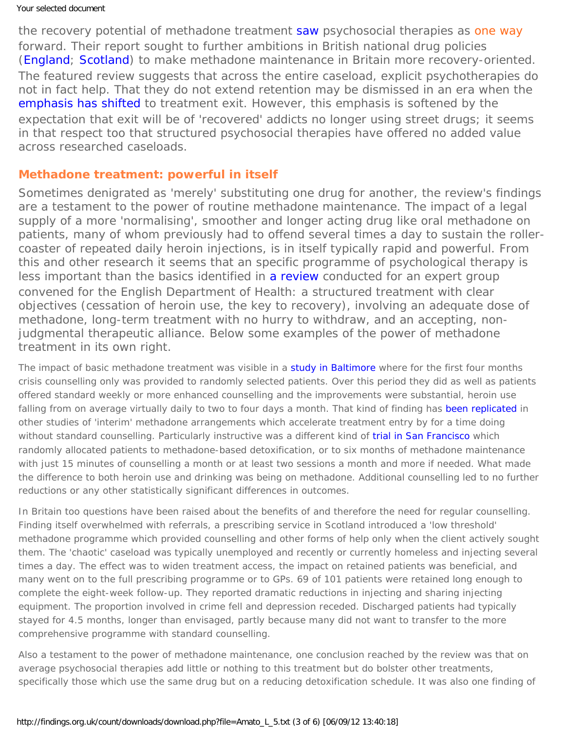the recovery potential of methadone treatment saw psychosocial therapies as one way forward. Their report sought to further ambitions in British national drug policies (England; Scotland) to make methadone maintenance in Britain more recovery-oriented. The featured review suggests that across the entire caseload, explicit psychotherapies do not in fact help. That they do not extend retention may be dismissed in an era when the emphasis has shifted to treatment exit. However, this emphasis is softened by the expectation that exit will be of 'recovered' addicts no longer using street drugs; it seems in that respect too that structured psychosocial therapies have offered no added value across researched caseloads.

## Methadone treatment: powerful in itself

Sometimes denigrated as 'merely' substituting one drug for another, the review's findings are a testament to the power of routine methadone maintenance. The impact of a legal supply of a more 'normalising', smoother and longer acting drug like oral methadone on patients, many of whom previously had to offend several times a day to sustain the roller-coaster of repeated daily heroin injections, is in itself typically rapid and powerful. From this and other research it seems that an specific programme of psychological therapy is less important than the basics identified in a review conducted for an expert group convened for the English Department of Health: a structured treatment with clear objectives (cessation of heroin use, the key to recovery), involving an adequate dose of methadone, long-term treatment with no hurry to withdraw, and an accepting, non-judgmental therapeutic alliance. Below some examples of the power of methadone treatment in its own right.

The impact of basic methadone treatment was visible in a study in Baltimore where for the first four months crisis counselling only was provided to randomly selected patients. Over this period they did as well as patients offered standard weekly or more enhanced counselling and the improvements were substantial, heroin use falling from on average virtually daily to two to four days a month. That kind of finding has been replicated in other studies of 'interim' methadone arrangements which accelerate treatment entry by for a time doing without standard counselling. Particularly instructive was a different kind of trial in San Francisco which randomly allocated patients to methadone-based detoxification, or to six months of methadone maintenance with just 15 minutes of counselling a month or at least two sessions a month and more if needed. What made the difference to both heroin use and drinking was being on methadone. Additional counselling led to no further reductions or any other statistically significant differences in outcomes.

In Britain too questions have been raised about the benefits of and therefore the need for regular counselling. Finding itself overwhelmed with referrals, a prescribing service in Scotland introduced a 'low threshold' methadone programme which provided counselling and other forms of help only when the client actively sought them. The 'chaotic' caseload was typically unemployed and recently or currently homeless and injecting several times a day. The effect was to widen treatment access, the impact on retained patients was beneficial, and many went on to the full prescribing programme or to GPs. 69 of 101 patients were retained long enough to complete the eight-week follow-up. They reported dramatic reductions in injecting and sharing injecting equipment. The proportion involved in crime fell and depression receded. Discharged patients had typically stayed for 4.5 months, longer than envisaged, partly because many did not want to transfer to the more comprehensive programme with standard counselling.

Also a testament to the power of methadone maintenance, one conclusion reached by the review was that on average psychosocial therapies add little or nothing to this treatment but do bolster other treatments, specifically those which use the same drug but on a reducing detoxification schedule. It was also one finding of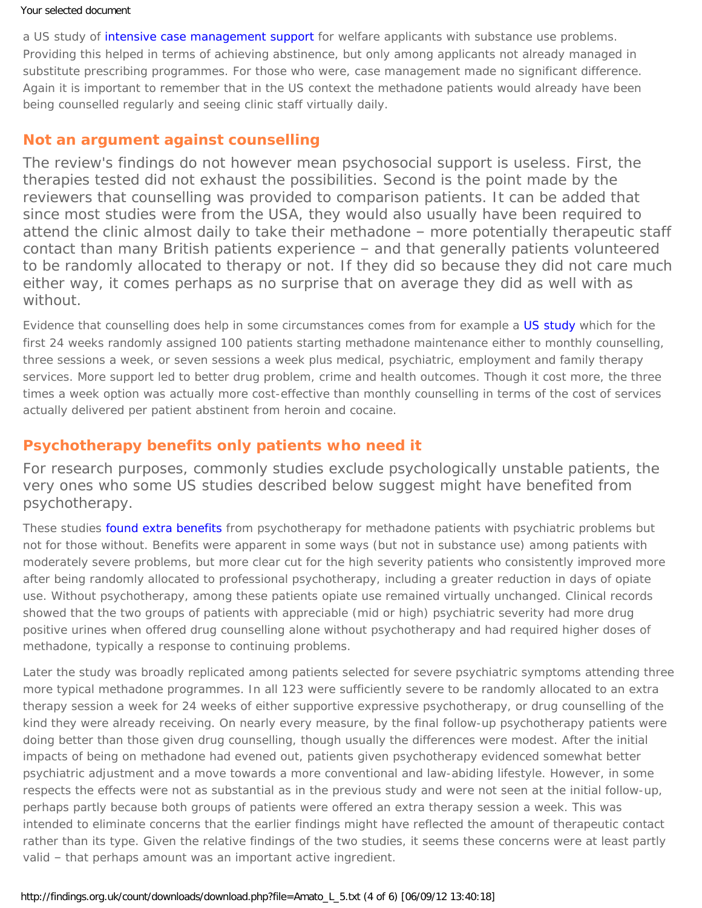a US study of intensive case management support for welfare applicants with substance use problems. Providing this helped in terms of achieving abstinence, but only among applicants not already managed in substitute prescribing programmes. For those who were, case management made no significant difference. Again it is important to remember that in the US context the methadone patients would already have been being counselled regularly and seeing clinic staff virtually daily.

## Not an argument against counselling

The review's findings do not however mean psychosocial support is useless. First, the therapies tested did not exhaust the possibilities. Second is the point made by the reviewers that counselling was provided to comparison patients. It can be added that since most studies were from the USA, they would also usually have been required to attend the clinic almost daily to take their methadone – more potentially therapeutic staff contact than many British patients experience – and that generally patients volunteered to be randomly allocated to therapy or not. If they did so because they did not care much either way, it comes perhaps as no surprise that on average they did as well with as without.

Evidence that counselling does help in some circumstances comes from for example a US study which for the first 24 weeks randomly assigned 100 patients starting methadone maintenance either to monthly counselling, three sessions a week, or seven sessions a week plus medical, psychiatric, employment and family therapy services. More support led to better drug problem, crime and health outcomes. Though it cost more, the three times a week option was actually more cost-effective than monthly counselling in terms of the cost of services actually delivered per patient abstinent from heroin and cocaine.

## Psychotherapy benefits only patients who need it

For research purposes, commonly studies exclude psychologically unstable patients, the very ones who some US studies described below suggest might have benefited from psychotherapy.

These studies found extra benefits from psychotherapy for methadone patients with psychiatric problems but not for those without. Benefits were apparent in some ways (but not in substance use) among patients with moderately severe problems, but more clear cut for the high severity patients who consistently improved more after being randomly allocated to professional psychotherapy, including a greater reduction in days of opiate use. Without psychotherapy, among these patients opiate use remained virtually unchanged. Clinical records showed that the two groups of patients with appreciable (mid or high) psychiatric severity had more drug positive urines when offered drug counselling alone without psychotherapy and had required higher doses of methadone, typically a response to continuing problems.

Later the study was broadly replicated among patients selected for severe psychiatric symptoms attending three more typical methadone programmes. In all 123 were sufficiently severe to be randomly allocated to an extra therapy session a week for 24 weeks of either supportive expressive psychotherapy, or drug counselling of the kind they were already receiving. On nearly every measure, by the final follow-up psychotherapy patients were doing better than those given drug counselling, though usually the differences were modest. After the initial impacts of being on methadone had evened out, patients given psychotherapy evidenced somewhat better psychiatric adjustment and a move towards a more conventional and law-abiding lifestyle. However, in some respects the effects were not as substantial as in the previous study and were not seen at the initial follow-up, perhaps partly because both groups of patients were offered an extra therapy session a week. This was intended to eliminate concerns that the earlier findings might have reflected the amount of therapeutic contact rather than its type. Given the relative findings of the two studies, it seems these concerns were at least partly valid – that perhaps amount was an important active ingredient.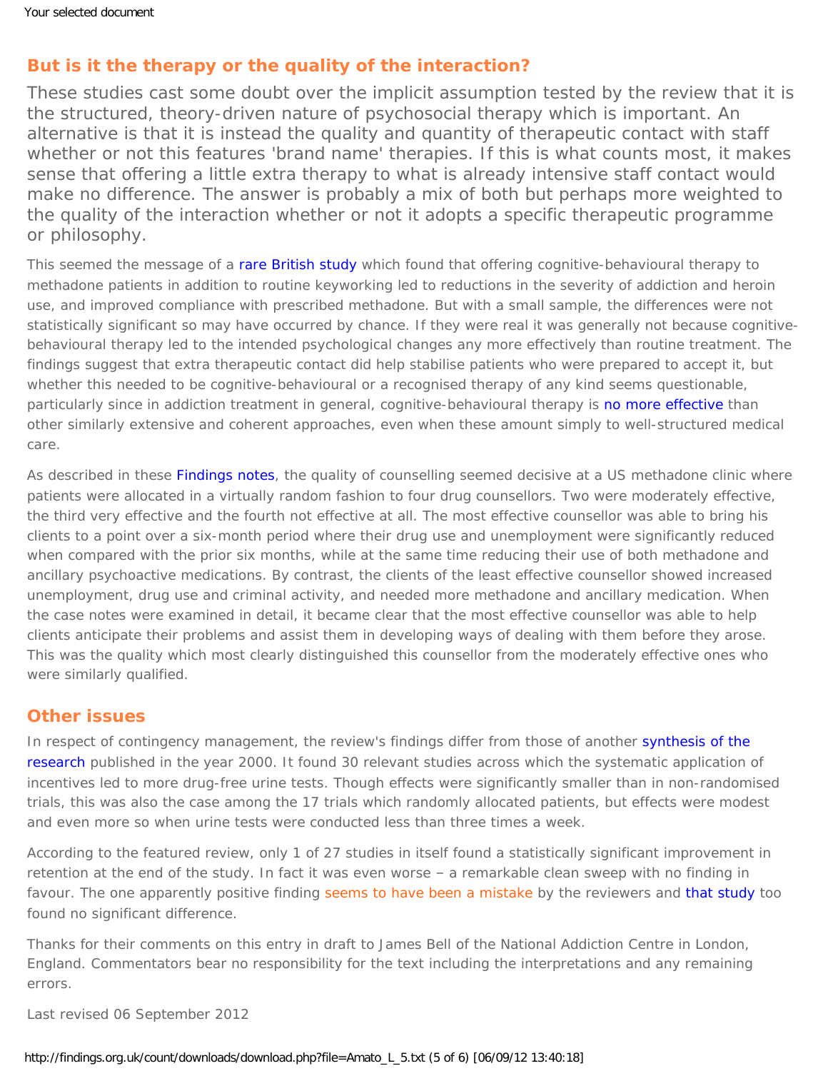## But is it the therapy or the quality of the interaction?

These studies cast some doubt over the implicit assumption tested by the review that it is the structured, theory-driven nature of psychosocial therapy which is important. An alternative is that it is instead the quality and quantity of therapeutic contact with staff whether or not this features 'brand name' therapies. If this is what counts most, it makes sense that offering a little extra therapy to what is already intensive staff contact would make no difference. The answer is probably a mix of both but perhaps more weighted to the quality of the interaction whether or not it adopts a specific therapeutic programme or philosophy.

This seemed the message of a rare British study which found that offering cognitive-behavioural therapy to methadone patients in addition to routine keyworking led to reductions in the severity of addiction and heroin use, and improved compliance with prescribed methadone. But with a small sample, the differences were not statistically significant so may have occurred by chance. If they were real it was generally not because cognitive-behavioural therapy led to the intended psychological changes any more effectively than routine treatment. The findings suggest that extra therapeutic contact did help stabilise patients who were prepared to accept it, but whether this needed to be cognitive-behavioural or a recognised therapy of any kind seems questionable, particularly since in addiction treatment in general, cognitive-behavioural therapy is no more effective than other similarly extensive and coherent approaches, even when these amount simply to well-structured medical care.

As described in these Findings notes, the quality of counselling seemed decisive at a US methadone clinic where patients were allocated in a virtually random fashion to four drug counsellors. Two were moderately effective, the third very effective and the fourth not effective at all. The most effective counsellor was able to bring his clients to a point over a six-month period where their drug use and unemployment were significantly reduced when compared with the prior six months, while at the same time reducing their use of both methadone and ancillary psychoactive medications. By contrast, the clients of the least effective counsellor showed increased unemployment, drug use and criminal activity, and needed more methadone and ancillary medication. When the case notes were examined in detail, it became clear that the most effective counsellor was able to help clients anticipate their problems and assist them in developing ways of dealing with them before they arose. This was the quality which most clearly distinguished this counsellor from the moderately effective ones who were similarly qualified.

## Other issues

In respect of contingency management, the review's findings differ from those of another synthesis of the research published in the year 2000. It found 30 relevant studies across which the systematic application of incentives led to more drug-free urine tests. Though effects were significantly smaller than in non-randomised trials, this was also the case among the 17 trials which randomly allocated patients, but effects were modest and even more so when urine tests were conducted less than three times a week.

According to the featured review, only 1 of 27 studies in itself found a statistically significant improvement in retention at the end of the study. In fact it was even worse – a remarkable clean sweep with no finding in favour. The one apparently positive finding seems to have been a mistake by the reviewers and that study too found no significant difference.

Thanks for their comments on this entry in draft to James Bell of the National Addiction Centre in London, England. Commentators bear no responsibility for the text including the interpretations and any remaining errors.

Last revised 06 September 2012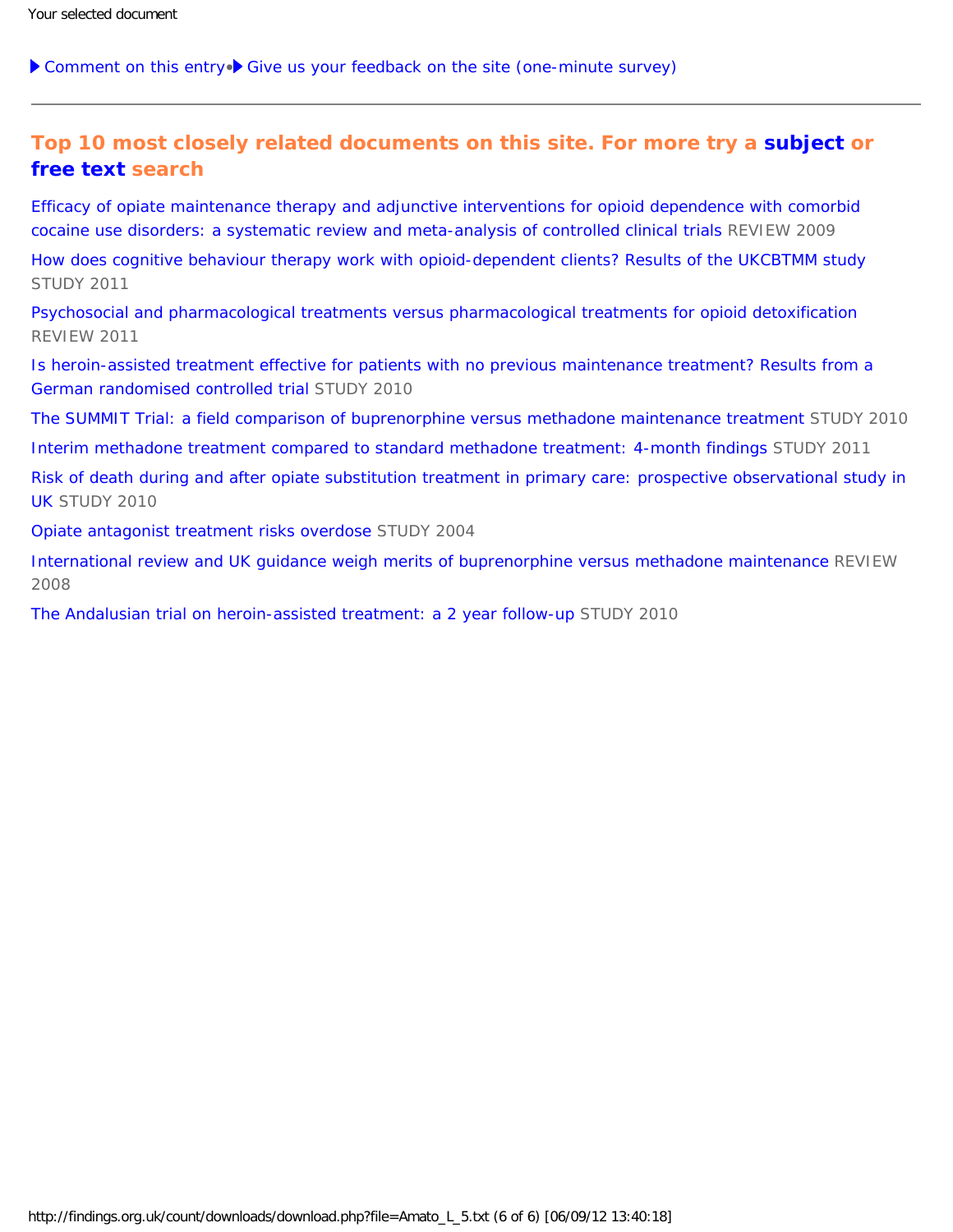▶ Comment on this entry•▶ Give us your feedback on the site (one-minute survey)

---

## Top 10 most closely related documents on this site. For more try a subject or free text search

Efficacy of opiate maintenance therapy and adjunctive interventions for opioid dependence with comorbid cocaine use disorders: a systematic review and meta-analysis of controlled clinical trials REVIEW 2009

How does cognitive behaviour therapy work with opioid-dependent clients? Results of the UKCBTMM study STUDY 2011

Psychosocial and pharmacological treatments versus pharmacological treatments for opioid detoxification REVIEW 2011

Is heroin-assisted treatment effective for patients with no previous maintenance treatment? Results from a German randomised controlled trial STUDY 2010

The SUMMIT Trial: a field comparison of buprenorphine versus methadone maintenance treatment STUDY 2010

Interim methadone treatment compared to standard methadone treatment: 4-month findings STUDY 2011

Risk of death during and after opiate substitution treatment in primary care: prospective observational study in UK STUDY 2010

Opiate antagonist treatment risks overdose STUDY 2004

International review and UK guidance weigh merits of buprenorphine versus methadone maintenance REVIEW 2008

The Andalusian trial on heroin-assisted treatment: a 2 year follow-up STUDY 2010